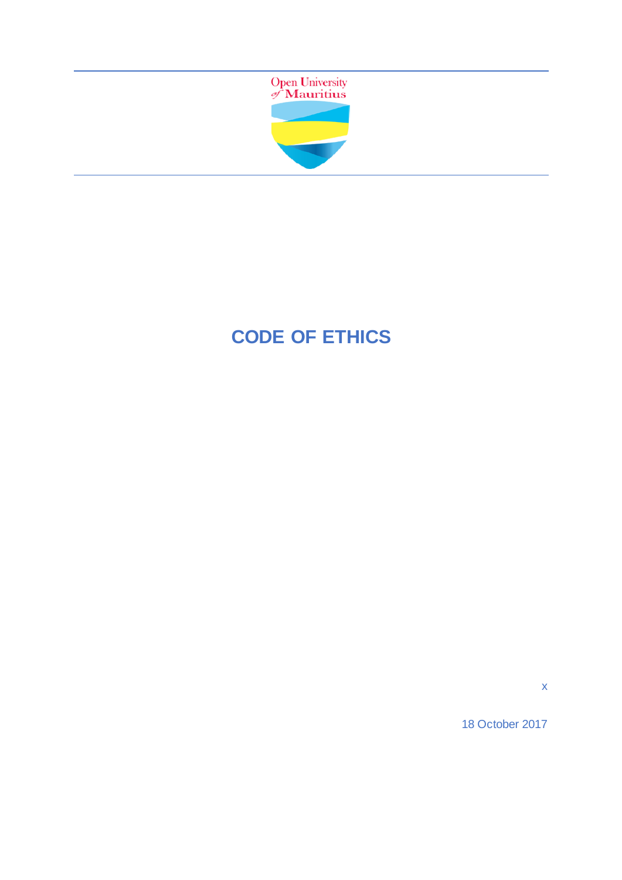Open University of Mauritius

# CODE OF ETHICS

x

18 October 2017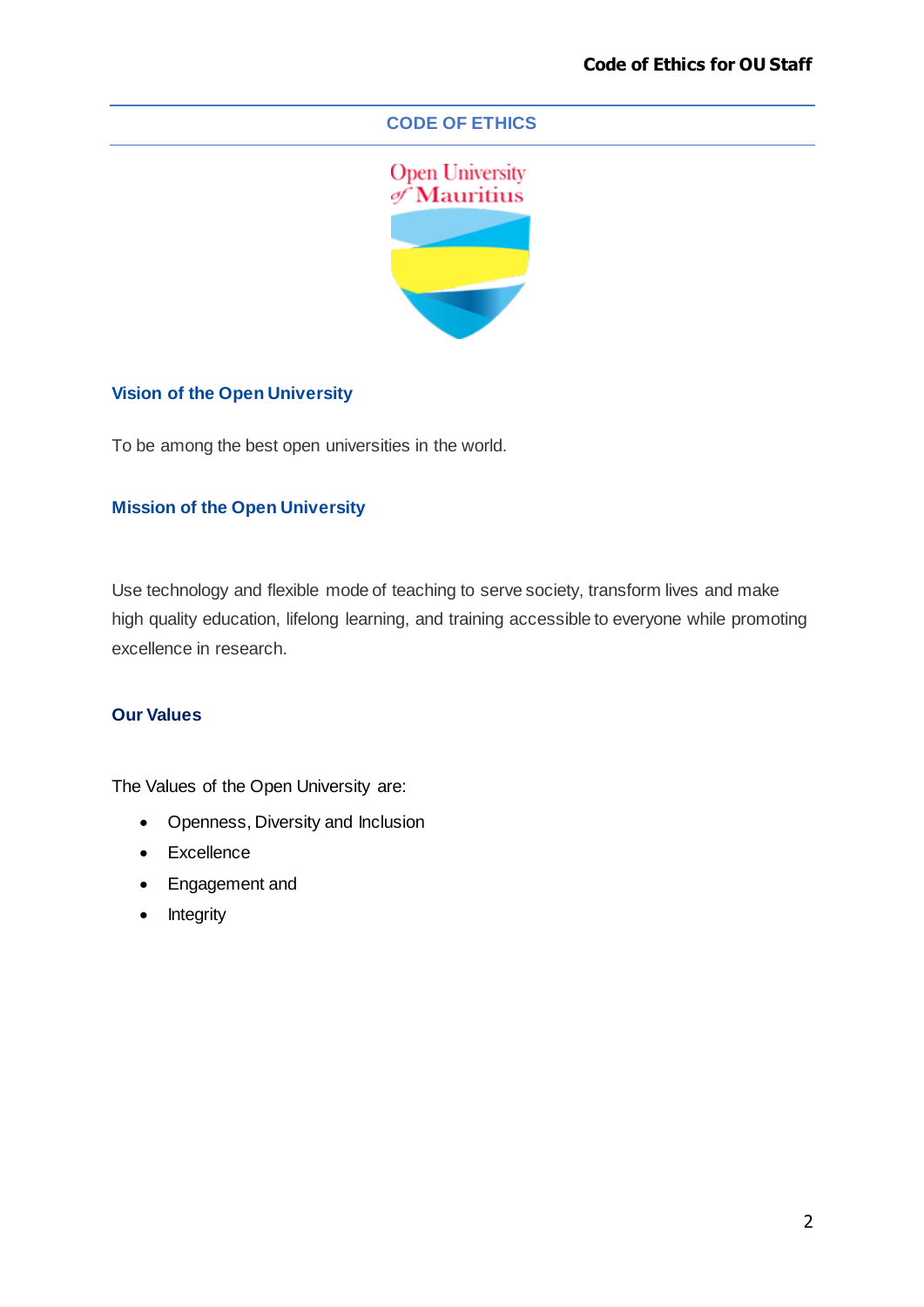# CODE OF ETHICS

## Vision of the Open University

To be among the best open universities in the world.

## Mission of the Open University

Use technology and flexible mode of teaching to serve society, transform lives and make high quality education, lifelong learning, and training accessible to everyone while promoting excellence in research.

## Our Values

The Values of the Open University are:

- Openness, Diversity and Inclusion
- Excellence
- Engagement and
- Integrity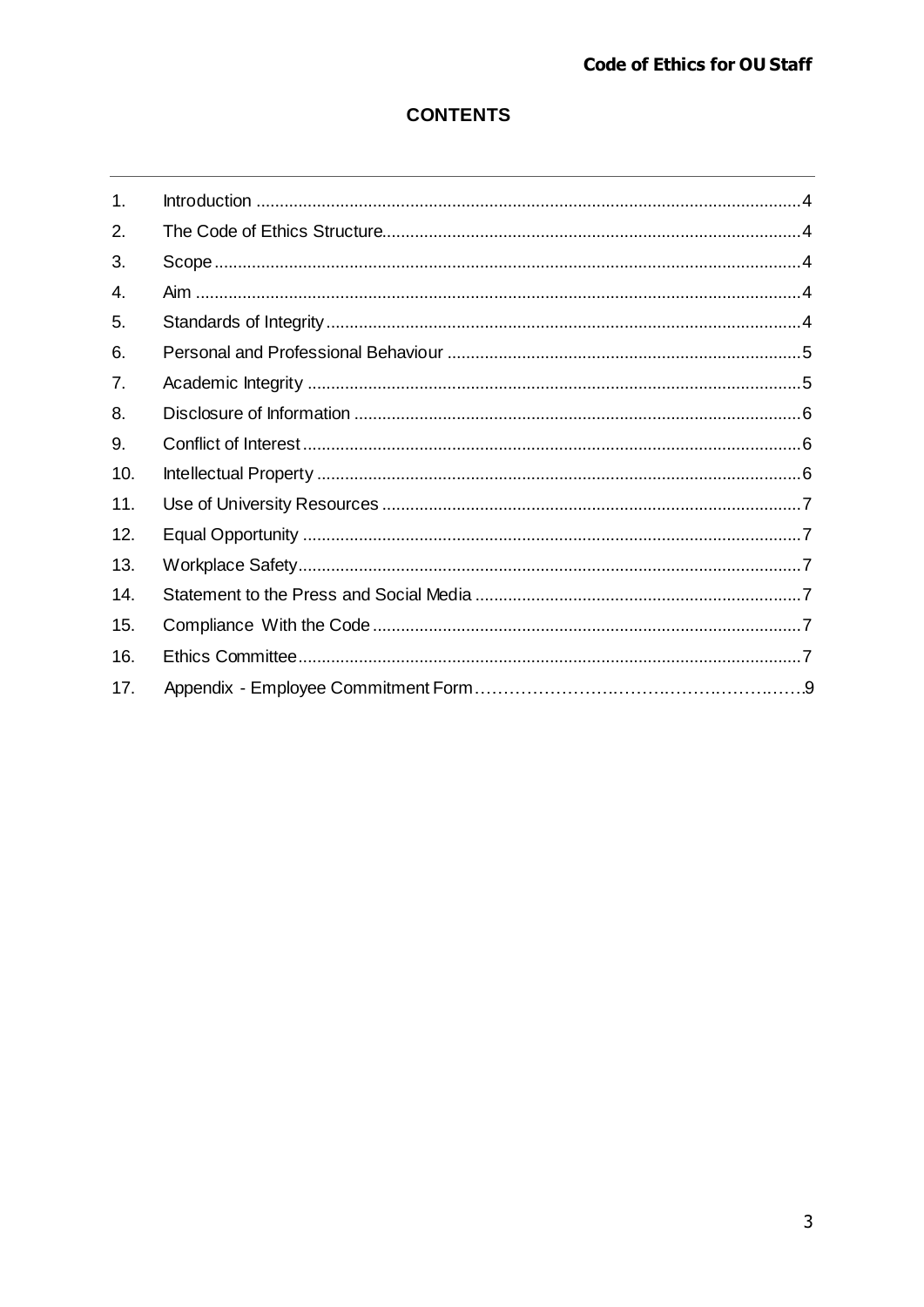## CONTENTS

1. Introduction ........................................................................................................ 4
2. The Code of Ethics Structure........................................................................... 4
3. Scope ................................................................................................................ 4
4. Aim .................................................................................................................... 4
5. Standards of Integrity ........................................................................................ 4
6. Personal and Professional Behaviour ................................................................ 5
7. Academic Integrity ............................................................................................. 5
8. Disclosure of Information ................................................................................... 6
9. Conflict of Interest .............................................................................................. 6
10. Intellectual Property ........................................................................................... 6
11. Use of University Resources ............................................................................. 7
12. Equal Opportunity ............................................................................................... 7
13. Workplace Safety................................................................................................ 7
14. Statement to the Press and Social Media ........................................................... 7
15. Compliance With the Code ................................................................................ 7
16. Ethics Committee................................................................................................ 7
17. Appendix - Employee Commitment Form............................................................ 9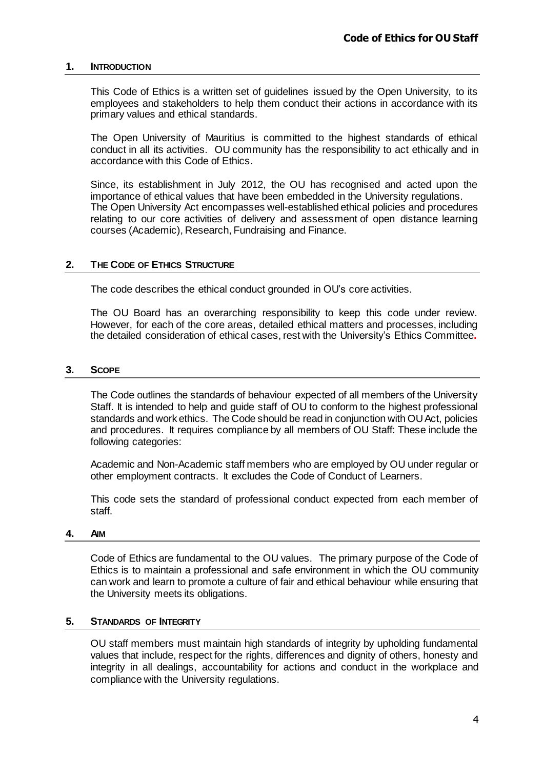## 1. INTRODUCTION

This Code of Ethics is a written set of guidelines issued by the Open University, to its employees and stakeholders to help them conduct their actions in accordance with its primary values and ethical standards.

The Open University of Mauritius is committed to the highest standards of ethical conduct in all its activities. OU community has the responsibility to act ethically and in accordance with this Code of Ethics.

Since, its establishment in July 2012, the OU has recognised and acted upon the importance of ethical values that have been embedded in the University regulations. The Open University Act encompasses well-established ethical policies and procedures relating to our core activities of delivery and assessment of open distance learning courses (Academic), Research, Fundraising and Finance.

## 2. THE CODE OF ETHICS STRUCTURE

The code describes the ethical conduct grounded in OU's core activities.

The OU Board has an overarching responsibility to keep this code under review. However, for each of the core areas, detailed ethical matters and processes, including the detailed consideration of ethical cases, rest with the University's Ethics Committee.

## 3. SCOPE

The Code outlines the standards of behaviour expected of all members of the University Staff. It is intended to help and guide staff of OU to conform to the highest professional standards and work ethics. The Code should be read in conjunction with OU Act, policies and procedures. It requires compliance by all members of OU Staff: These include the following categories:

Academic and Non-Academic staff members who are employed by OU under regular or other employment contracts. It excludes the Code of Conduct of Learners.

This code sets the standard of professional conduct expected from each member of staff.

## 4. AIM

Code of Ethics are fundamental to the OU values. The primary purpose of the Code of Ethics is to maintain a professional and safe environment in which the OU community can work and learn to promote a culture of fair and ethical behaviour while ensuring that the University meets its obligations.

## 5. STANDARDS OF INTEGRITY

OU staff members must maintain high standards of integrity by upholding fundamental values that include, respect for the rights, differences and dignity of others, honesty and integrity in all dealings, accountability for actions and conduct in the workplace and compliance with the University regulations.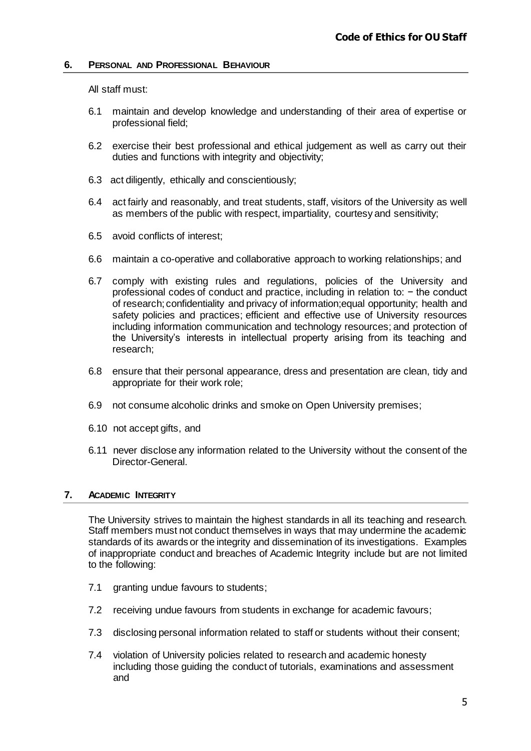## 6. Personal and Professional Behaviour

All staff must:

6.1 maintain and develop knowledge and understanding of their area of expertise or professional field;

6.2 exercise their best professional and ethical judgement as well as carry out their duties and functions with integrity and objectivity;

6.3 act diligently, ethically and conscientiously;

6.4 act fairly and reasonably, and treat students, staff, visitors of the University as well as members of the public with respect, impartiality, courtesy and sensitivity;

6.5 avoid conflicts of interest;

6.6 maintain a co-operative and collaborative approach to working relationships; and

6.7 comply with existing rules and regulations, policies of the University and professional codes of conduct and practice, including in relation to: − the conduct of research; confidentiality and privacy of information;equal opportunity; health and safety policies and practices; efficient and effective use of University resources including information communication and technology resources; and protection of the University's interests in intellectual property arising from its teaching and research;

6.8 ensure that their personal appearance, dress and presentation are clean, tidy and appropriate for their work role;

6.9 not consume alcoholic drinks and smoke on Open University premises;

6.10 not accept gifts, and

6.11 never disclose any information related to the University without the consent of the Director-General.

## 7. Academic Integrity

The University strives to maintain the highest standards in all its teaching and research. Staff members must not conduct themselves in ways that may undermine the academic standards of its awards or the integrity and dissemination of its investigations. Examples of inappropriate conduct and breaches of Academic Integrity include but are not limited to the following:

7.1 granting undue favours to students;

7.2 receiving undue favours from students in exchange for academic favours;

7.3 disclosing personal information related to staff or students without their consent;

7.4 violation of University policies related to research and academic honesty including those guiding the conduct of tutorials, examinations and assessment and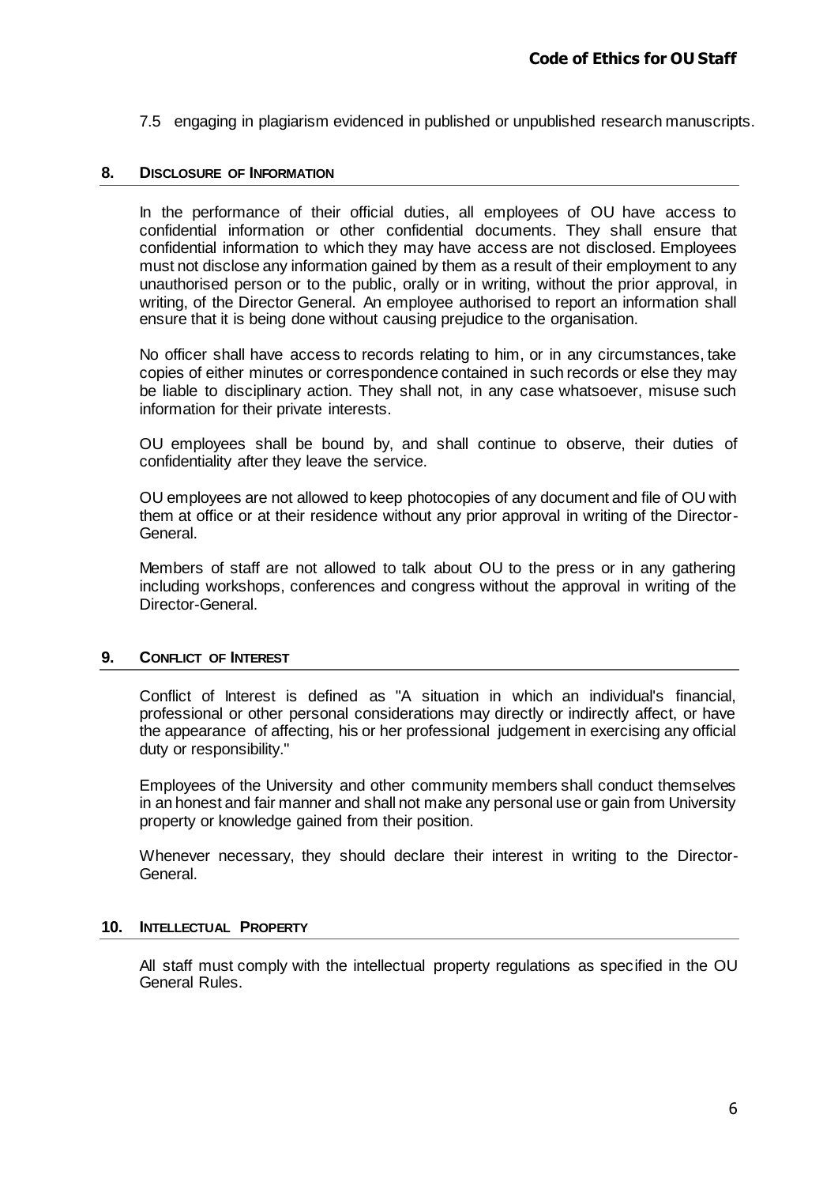7.5 engaging in plagiarism evidenced in published or unpublished research manuscripts.

## 8. Disclosure of Information

In the performance of their official duties, all employees of OU have access to confidential information or other confidential documents. They shall ensure that confidential information to which they may have access are not disclosed. Employees must not disclose any information gained by them as a result of their employment to any unauthorised person or to the public, orally or in writing, without the prior approval, in writing, of the Director General. An employee authorised to report an information shall ensure that it is being done without causing prejudice to the organisation.

No officer shall have access to records relating to him, or in any circumstances, take copies of either minutes or correspondence contained in such records or else they may be liable to disciplinary action. They shall not, in any case whatsoever, misuse such information for their private interests.

OU employees shall be bound by, and shall continue to observe, their duties of confidentiality after they leave the service.

OU employees are not allowed to keep photocopies of any document and file of OU with them at office or at their residence without any prior approval in writing of the Director-General.

Members of staff are not allowed to talk about OU to the press or in any gathering including workshops, conferences and congress without the approval in writing of the Director-General.

## 9. Conflict of Interest

Conflict of Interest is defined as "A situation in which an individual's financial, professional or other personal considerations may directly or indirectly affect, or have the appearance of affecting, his or her professional judgement in exercising any official duty or responsibility."

Employees of the University and other community members shall conduct themselves in an honest and fair manner and shall not make any personal use or gain from University property or knowledge gained from their position.

Whenever necessary, they should declare their interest in writing to the Director-General.

## 10. Intellectual Property

All staff must comply with the intellectual property regulations as specified in the OU General Rules.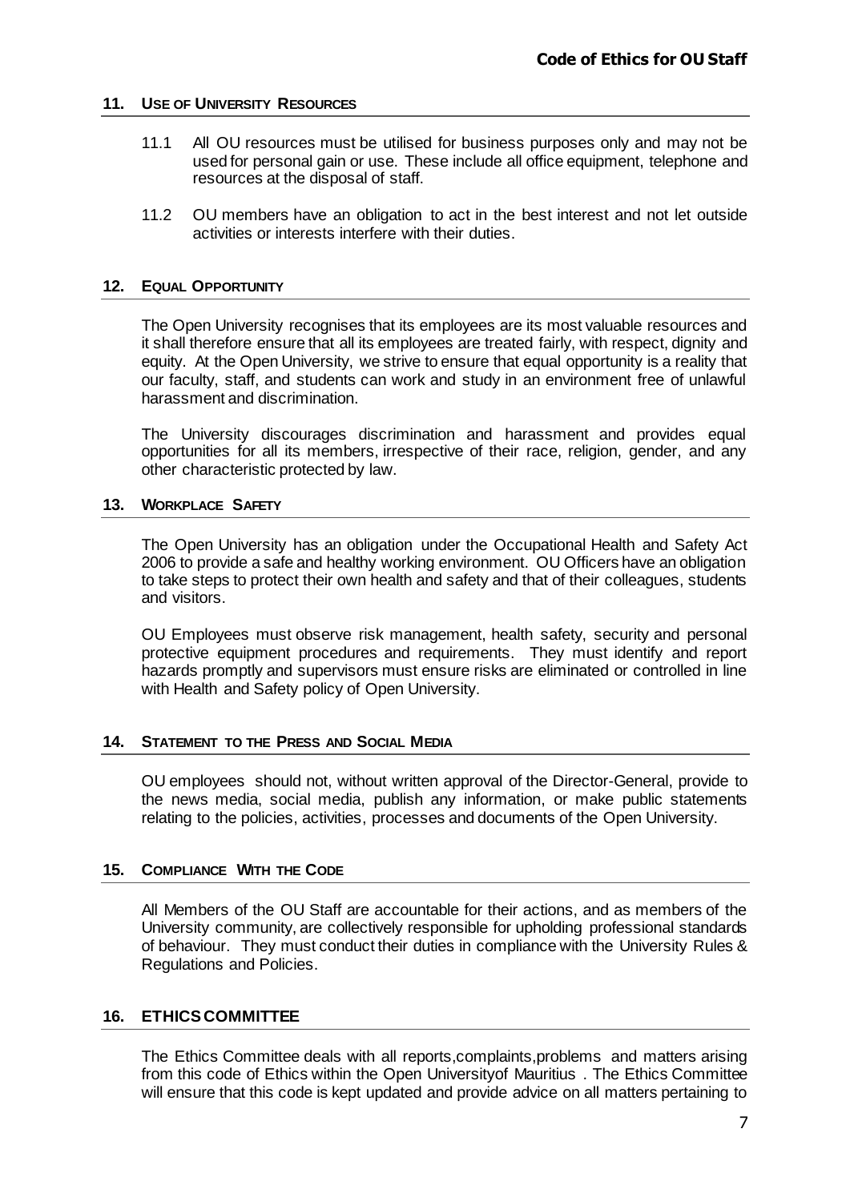## 11. USE OF UNIVERSITY RESOURCES

11.1 All OU resources must be utilised for business purposes only and may not be used for personal gain or use. These include all office equipment, telephone and resources at the disposal of staff.

11.2 OU members have an obligation to act in the best interest and not let outside activities or interests interfere with their duties.

## 12. EQUAL OPPORTUNITY

The Open University recognises that its employees are its most valuable resources and it shall therefore ensure that all its employees are treated fairly, with respect, dignity and equity. At the Open University, we strive to ensure that equal opportunity is a reality that our faculty, staff, and students can work and study in an environment free of unlawful harassment and discrimination.

The University discourages discrimination and harassment and provides equal opportunities for all its members, irrespective of their race, religion, gender, and any other characteristic protected by law.

## 13. WORKPLACE SAFETY

The Open University has an obligation under the Occupational Health and Safety Act 2006 to provide a safe and healthy working environment. OU Officers have an obligation to take steps to protect their own health and safety and that of their colleagues, students and visitors.

OU Employees must observe risk management, health safety, security and personal protective equipment procedures and requirements. They must identify and report hazards promptly and supervisors must ensure risks are eliminated or controlled in line with Health and Safety policy of Open University.

## 14. STATEMENT TO THE PRESS AND SOCIAL MEDIA

OU employees should not, without written approval of the Director-General, provide to the news media, social media, publish any information, or make public statements relating to the policies, activities, processes and documents of the Open University.

## 15. COMPLIANCE WITH THE CODE

All Members of the OU Staff are accountable for their actions, and as members of the University community, are collectively responsible for upholding professional standards of behaviour. They must conduct their duties in compliance with the University Rules & Regulations and Policies.

## 16. ETHICS COMMITTEE

The Ethics Committee deals with all reports,complaints,problems and matters arising from this code of Ethics within the Open Universityof Mauritius . The Ethics Committee will ensure that this code is kept updated and provide advice on all matters pertaining to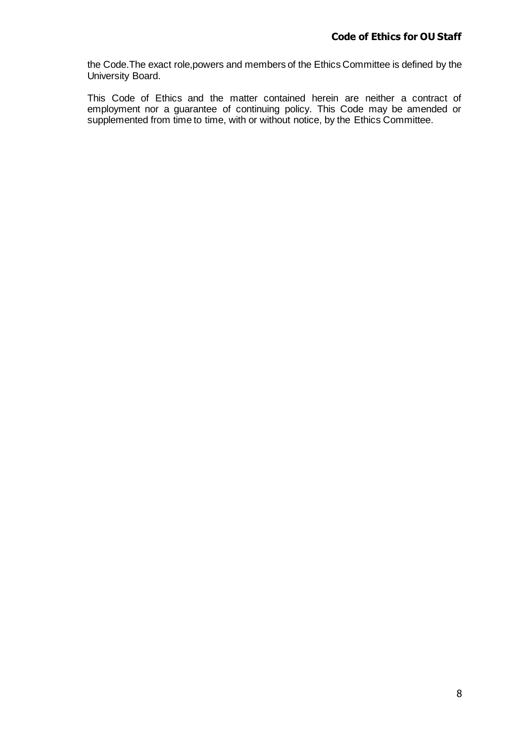the Code.The exact role,powers and members of the Ethics Committee is defined by the University Board.

This Code of Ethics and the matter contained herein are neither a contract of employment nor a guarantee of continuing policy. This Code may be amended or supplemented from time to time, with or without notice, by the Ethics Committee.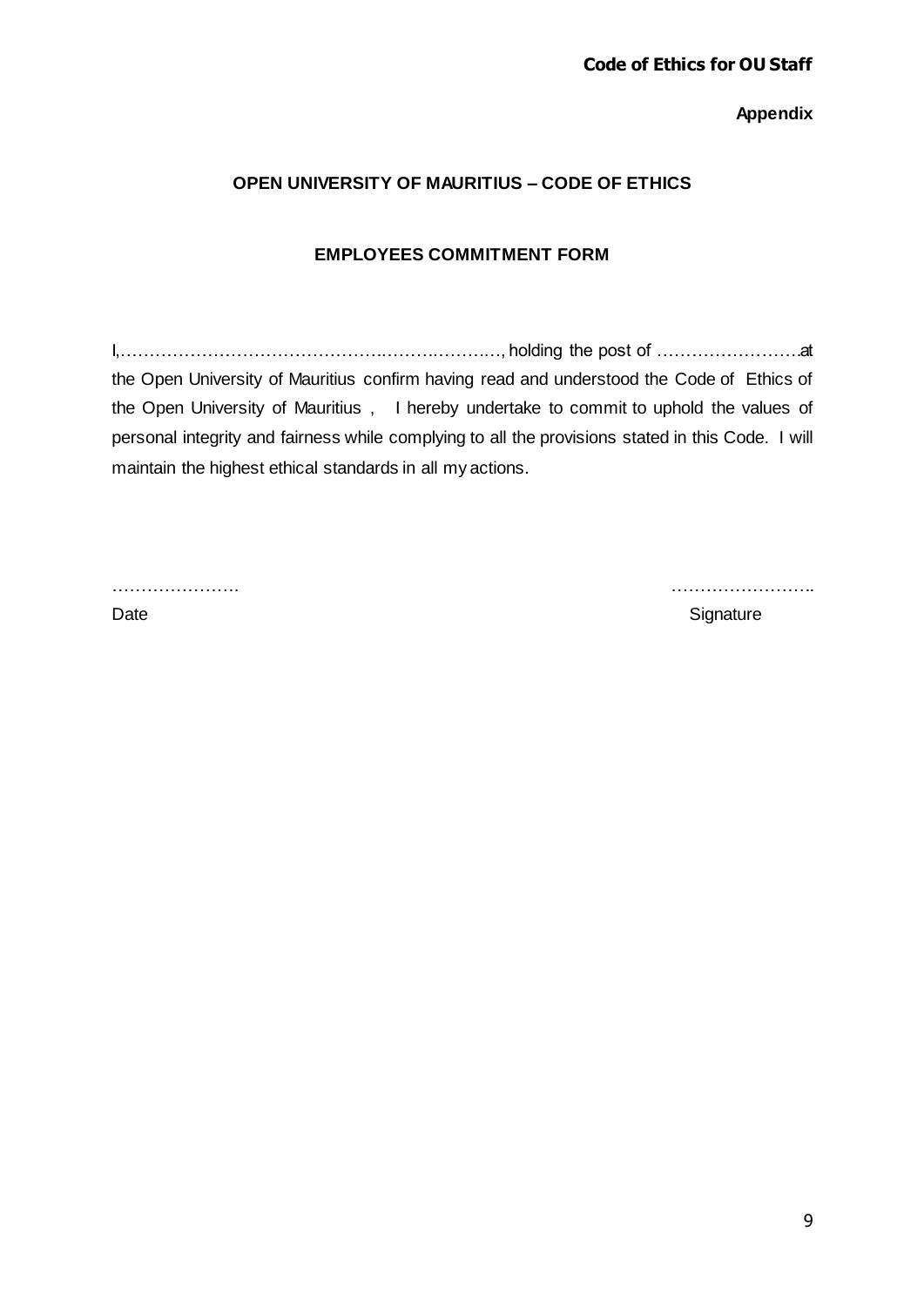**Appendix**

## OPEN UNIVERSITY OF MAURITIUS – CODE OF ETHICS

### EMPLOYEES COMMITMENT FORM

I,……………………………………………………………, holding the post of …………………….at the Open University of Mauritius confirm having read and understood the Code of Ethics of the Open University of Mauritius , I hereby undertake to commit to uphold the values of personal integrity and fairness while complying to all the provisions stated in this Code. I will maintain the highest ethical standards in all my actions.

………………….                                                                                    ……………………..

Date                                                                                                    Signature